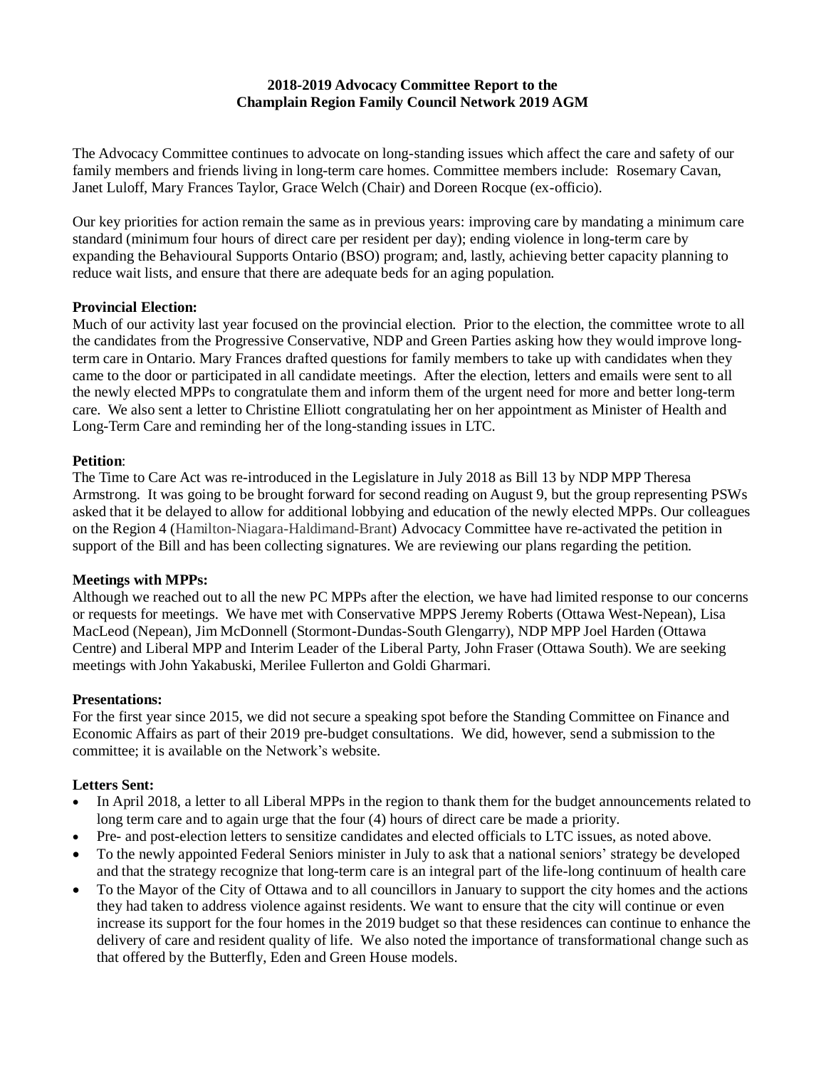**2018-2019 Advocacy Committee Report to the Champlain Region Family Council Network 2019 AGM**

The Advocacy Committee continues to advocate on long-standing issues which affect the care and safety of our family members and friends living in long-term care homes. Committee members include: Rosemary Cavan, Janet Luloff, Mary Frances Taylor, Grace Welch (Chair) and Doreen Rocque (ex-officio).

Our key priorities for action remain the same as in previous years: improving care by mandating a minimum care standard (minimum four hours of direct care per resident per day); ending violence in long-term care by expanding the Behavioural Supports Ontario (BSO) program; and, lastly, achieving better capacity planning to reduce wait lists, and ensure that there are adequate beds for an aging population.

**Provincial Election:**

Much of our activity last year focused on the provincial election. Prior to the election, the committee wrote to all the candidates from the Progressive Conservative, NDP and Green Parties asking how they would improve long-term care in Ontario. Mary Frances drafted questions for family members to take up with candidates when they came to the door or participated in all candidate meetings. After the election, letters and emails were sent to all the newly elected MPPs to congratulate them and inform them of the urgent need for more and better long-term care. We also sent a letter to Christine Elliott congratulating her on her appointment as Minister of Health and Long-Term Care and reminding her of the long-standing issues in LTC.

**Petition**:

The Time to Care Act was re-introduced in the Legislature in July 2018 as Bill 13 by NDP MPP Theresa Armstrong. It was going to be brought forward for second reading on August 9, but the group representing PSWs asked that it be delayed to allow for additional lobbying and education of the newly elected MPPs. Our colleagues on the Region 4 (Hamilton-Niagara-Haldimand-Brant) Advocacy Committee have re-activated the petition in support of the Bill and has been collecting signatures. We are reviewing our plans regarding the petition.

**Meetings with MPPs:**

Although we reached out to all the new PC MPPs after the election, we have had limited response to our concerns or requests for meetings. We have met with Conservative MPPS Jeremy Roberts (Ottawa West-Nepean), Lisa MacLeod (Nepean), Jim McDonnell (Stormont-Dundas-South Glengarry), NDP MPP Joel Harden (Ottawa Centre) and Liberal MPP and Interim Leader of the Liberal Party, John Fraser (Ottawa South). We are seeking meetings with John Yakabuski, Merilee Fullerton and Goldi Gharmari.

**Presentations:**

For the first year since 2015, we did not secure a speaking spot before the Standing Committee on Finance and Economic Affairs as part of their 2019 pre-budget consultations. We did, however, send a submission to the committee; it is available on the Network's website.

**Letters Sent:**

- In April 2018, a letter to all Liberal MPPs in the region to thank them for the budget announcements related to long term care and to again urge that the four (4) hours of direct care be made a priority.
- Pre- and post-election letters to sensitize candidates and elected officials to LTC issues, as noted above.
- To the newly appointed Federal Seniors minister in July to ask that a national seniors' strategy be developed and that the strategy recognize that long-term care is an integral part of the life-long continuum of health care
- To the Mayor of the City of Ottawa and to all councillors in January to support the city homes and the actions they had taken to address violence against residents. We want to ensure that the city will continue or even increase its support for the four homes in the 2019 budget so that these residences can continue to enhance the delivery of care and resident quality of life. We also noted the importance of transformational change such as that offered by the Butterfly, Eden and Green House models.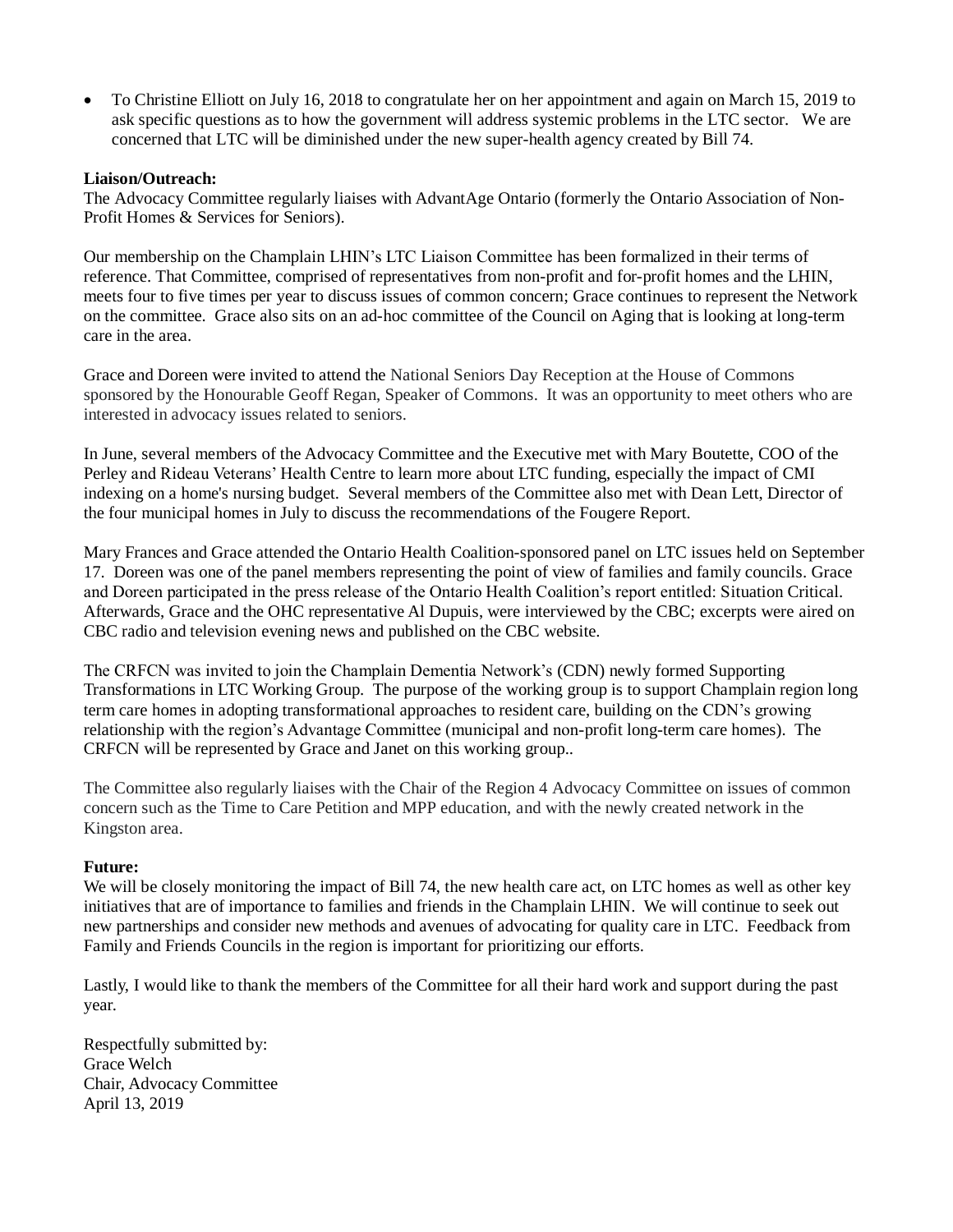- To Christine Elliott on July 16, 2018 to congratulate her on her appointment and again on March 15, 2019 to ask specific questions as to how the government will address systemic problems in the LTC sector. We are concerned that LTC will be diminished under the new super-health agency created by Bill 74.

**Liaison/Outreach:**
The Advocacy Committee regularly liaises with AdvantAge Ontario (formerly the Ontario Association of Non-Profit Homes & Services for Seniors).

Our membership on the Champlain LHIN's LTC Liaison Committee has been formalized in their terms of reference. That Committee, comprised of representatives from non-profit and for-profit homes and the LHIN, meets four to five times per year to discuss issues of common concern; Grace continues to represent the Network on the committee. Grace also sits on an ad-hoc committee of the Council on Aging that is looking at long-term care in the area.

Grace and Doreen were invited to attend the National Seniors Day Reception at the House of Commons sponsored by the Honourable Geoff Regan, Speaker of Commons. It was an opportunity to meet others who are interested in advocacy issues related to seniors.

In June, several members of the Advocacy Committee and the Executive met with Mary Boutette, COO of the Perley and Rideau Veterans' Health Centre to learn more about LTC funding, especially the impact of CMI indexing on a home's nursing budget. Several members of the Committee also met with Dean Lett, Director of the four municipal homes in July to discuss the recommendations of the Fougere Report.

Mary Frances and Grace attended the Ontario Health Coalition-sponsored panel on LTC issues held on September 17. Doreen was one of the panel members representing the point of view of families and family councils. Grace and Doreen participated in the press release of the Ontario Health Coalition's report entitled: Situation Critical. Afterwards, Grace and the OHC representative Al Dupuis, were interviewed by the CBC; excerpts were aired on CBC radio and television evening news and published on the CBC website.

The CRFCN was invited to join the Champlain Dementia Network's (CDN) newly formed Supporting Transformations in LTC Working Group. The purpose of the working group is to support Champlain region long term care homes in adopting transformational approaches to resident care, building on the CDN's growing relationship with the region's Advantage Committee (municipal and non-profit long-term care homes). The CRFCN will be represented by Grace and Janet on this working group..

The Committee also regularly liaises with the Chair of the Region 4 Advocacy Committee on issues of common concern such as the Time to Care Petition and MPP education, and with the newly created network in the Kingston area.

**Future:**
We will be closely monitoring the impact of Bill 74, the new health care act, on LTC homes as well as other key initiatives that are of importance to families and friends in the Champlain LHIN. We will continue to seek out new partnerships and consider new methods and avenues of advocating for quality care in LTC. Feedback from Family and Friends Councils in the region is important for prioritizing our efforts.

Lastly, I would like to thank the members of the Committee for all their hard work and support during the past year.

Respectfully submitted by:
Grace Welch
Chair, Advocacy Committee
April 13, 2019